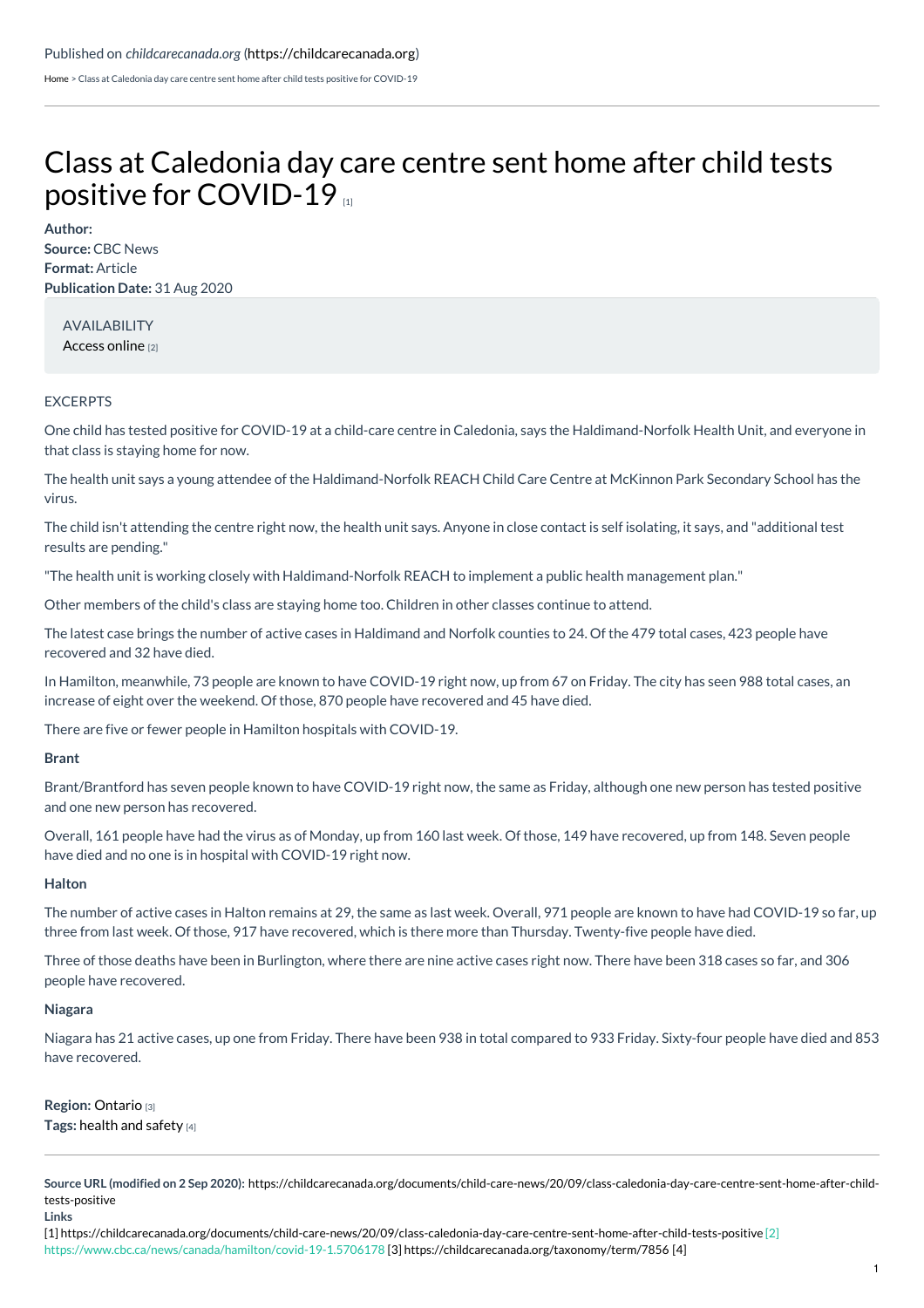Published on *childcarecanada.org* (https://childcarecanada.org)

Home > Class at Caledonia day care centre sent home after child tests positive for COVID-19

# Class at Caledonia day care centre sent home after child tests positive for COVID-19 [1]

**Author:**
**Source:** CBC News
**Format:** Article
**Publication Date:** 31 Aug 2020

AVAILABILITY
Access online [2]

EXCERPTS

One child has tested positive for COVID-19 at a child-care centre in Caledonia, says the Haldimand-Norfolk Health Unit, and everyone in that class is staying home for now.

The health unit says a young attendee of the Haldimand-Norfolk REACH Child Care Centre at McKinnon Park Secondary School has the virus.

The child isn't attending the centre right now, the health unit says. Anyone in close contact is self isolating, it says, and "additional test results are pending."

"The health unit is working closely with Haldimand-Norfolk REACH to implement a public health management plan."

Other members of the child's class are staying home too. Children in other classes continue to attend.

The latest case brings the number of active cases in Haldimand and Norfolk counties to 24. Of the 479 total cases, 423 people have recovered and 32 have died.

In Hamilton, meanwhile, 73 people are known to have COVID-19 right now, up from 67 on Friday. The city has seen 988 total cases, an increase of eight over the weekend. Of those, 870 people have recovered and 45 have died.

There are five or fewer people in Hamilton hospitals with COVID-19.

**Brant**

Brant/Brantford has seven people known to have COVID-19 right now, the same as Friday, although one new person has tested positive and one new person has recovered.

Overall, 161 people have had the virus as of Monday, up from 160 last week. Of those, 149 have recovered, up from 148. Seven people have died and no one is in hospital with COVID-19 right now.

**Halton**

The number of active cases in Halton remains at 29, the same as last week. Overall, 971 people are known to have had COVID-19 so far, up three from last week. Of those, 917 have recovered, which is there more than Thursday. Twenty-five people have died.

Three of those deaths have been in Burlington, where there are nine active cases right now. There have been 318 cases so far, and 306 people have recovered.

**Niagara**

Niagara has 21 active cases, up one from Friday. There have been 938 in total compared to 933 Friday. Sixty-four people have died and 853 have recovered.

**Region:** Ontario [3]
**Tags:** health and safety [4]

**Source URL (modified on 2 Sep 2020):** https://childcarecanada.org/documents/child-care-news/20/09/class-caledonia-day-care-centre-sent-home-after-child-tests-positive

**Links**
[1] https://childcarecanada.org/documents/child-care-news/20/09/class-caledonia-day-care-centre-sent-home-after-child-tests-positive [2] https://www.cbc.ca/news/canada/hamilton/covid-19-1.5706178 [3] https://childcarecanada.org/taxonomy/term/7856 [4]